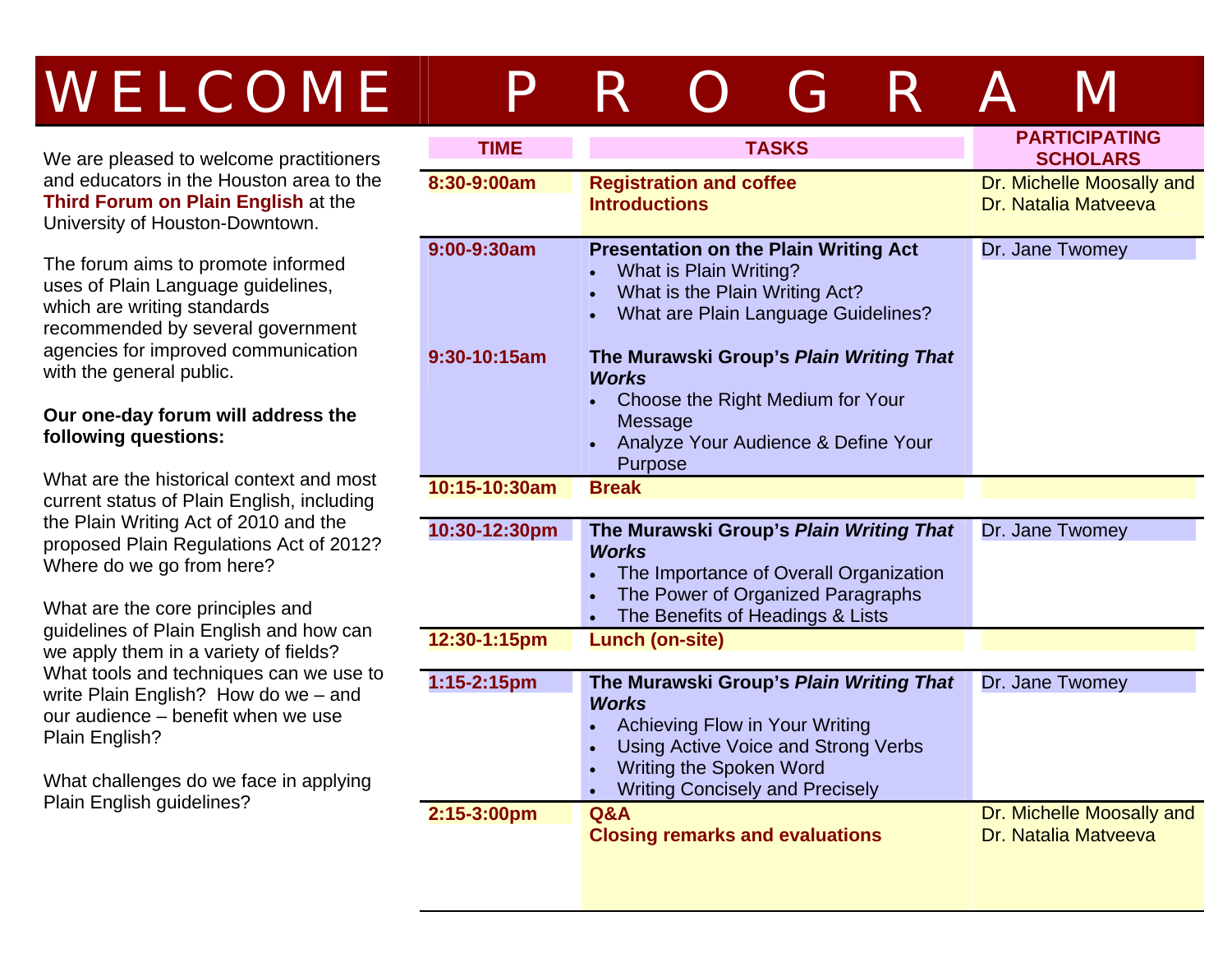# WELCOME

We are pleased to welcome practitioners and educators in the Houston area to the **Third Forum on Plain English** at the University of Houston-Downtown.

The forum aims to promote informed uses of Plain Language guidelines, which are writing standards recommended by several government agencies for improved communication with the general public.

**Our one-day forum will address the following questions:**

What are the historical context and most current status of Plain English, including the Plain Writing Act of 2010 and the proposed Plain Regulations Act of 2012? Where do we go from here?

What are the core principles and guidelines of Plain English and how can we apply them in a variety of fields? What tools and techniques can we use to write Plain English? How do we – and our audience – benefit when we use Plain English?

What challenges do we face in applying Plain English guidelines?

# PROGRAM

| TIME | TASKS | PARTICIPATING SCHOLARS |
|---|---|---|
| 8:30-9:00am | **Registration and coffee**<br>**Introductions** | Dr. Michelle Moosally and Dr. Natalia Matveeva |
| 9:00-9:30am | **Presentation on the Plain Writing Act**<br>• What is Plain Writing?<br>• What is the Plain Writing Act?<br>• What are Plain Language Guidelines? | Dr. Jane Twomey |
| 9:30-10:15am | **The Murawski Group's *Plain Writing That Works***<br>• Choose the Right Medium for Your Message<br>• Analyze Your Audience & Define Your Purpose | |
| 10:15-10:30am | **Break** | |
| 10:30-12:30pm | **The Murawski Group's *Plain Writing That Works***<br>• The Importance of Overall Organization<br>• The Power of Organized Paragraphs<br>• The Benefits of Headings & Lists | Dr. Jane Twomey |
| 12:30-1:15pm | **Lunch (on-site)** | |
| 1:15-2:15pm | **The Murawski Group's *Plain Writing That Works***<br>• Achieving Flow in Your Writing<br>• Using Active Voice and Strong Verbs<br>• Writing the Spoken Word<br>• Writing Concisely and Precisely | Dr. Jane Twomey |
| 2:15-3:00pm | **Q&A**<br>**Closing remarks and evaluations** | Dr. Michelle Moosally and Dr. Natalia Matveeva |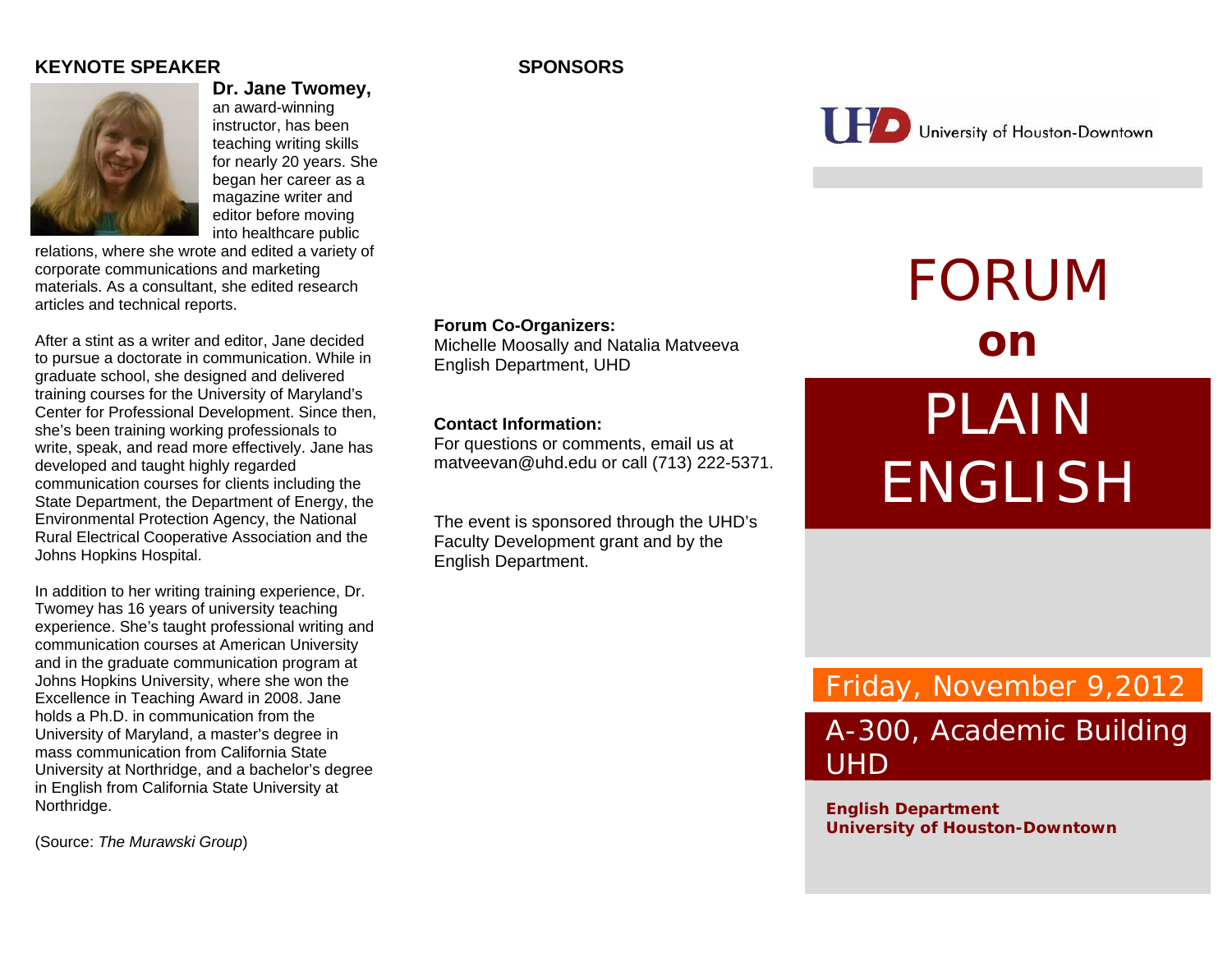## KEYNOTE SPEAKER

**Dr. Jane Twomey,** an award-winning instructor, has been teaching writing skills for nearly 20 years. She began her career as a magazine writer and editor before moving into healthcare public relations, where she wrote and edited a variety of corporate communications and marketing materials. As a consultant, she edited research articles and technical reports.

After a stint as a writer and editor, Jane decided to pursue a doctorate in communication. While in graduate school, she designed and delivered training courses for the University of Maryland's Center for Professional Development. Since then, she's been training working professionals to write, speak, and read more effectively. Jane has developed and taught highly regarded communication courses for clients including the State Department, the Department of Energy, the Environmental Protection Agency, the National Rural Electrical Cooperative Association and the Johns Hopkins Hospital.

In addition to her writing training experience, Dr. Twomey has 16 years of university teaching experience. She's taught professional writing and communication courses at American University and in the graduate communication program at Johns Hopkins University, where she won the Excellence in Teaching Award in 2008. Jane holds a Ph.D. in communication from the University of Maryland, a master's degree in mass communication from California State University at Northridge, and a bachelor's degree in English from California State University at Northridge.

(Source: *The Murawski Group*)

## SPONSORS

**Forum Co-Organizers:**
Michelle Moosally and Natalia Matveeva
English Department, UHD

**Contact Information:**
For questions or comments, email us at matveevan@uhd.edu or call (713) 222-5371.

The event is sponsored through the UHD's Faculty Development grant and by the English Department.

University of Houston-Downtown

# FORUM on PLAIN ENGLISH

Friday, November 9,2012

A-300, Academic Building
UHD

**English Department**
**University of Houston-Downtown**